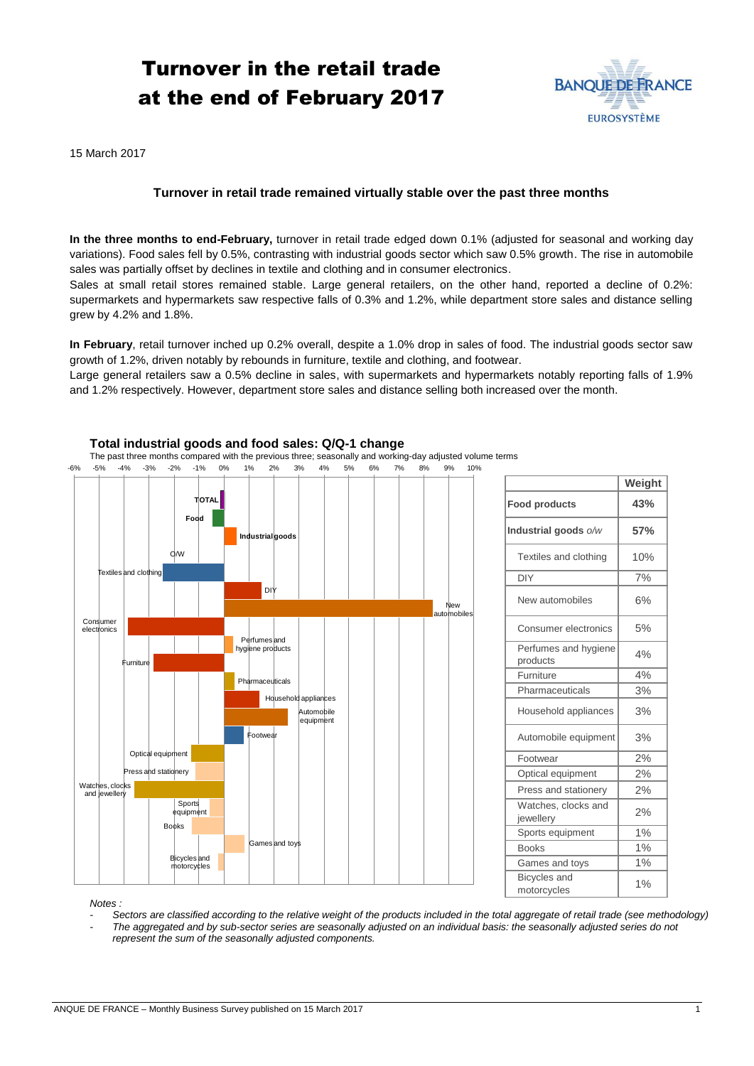# Turnover in the retail trade at the end of February 2017

15 March 2017

### Turnover in retail trade remained virtually stable over the past three months

**In the three months to end-February,** turnover in retail trade edged down 0.1% (adjusted for seasonal and working day variations). Food sales fell by 0.5%, contrasting with industrial goods sector which saw 0.5% growth. The rise in automobile sales was partially offset by declines in textile and clothing and in consumer electronics.

Sales at small retail stores remained stable. Large general retailers, on the other hand, reported a decline of 0.2%: supermarkets and hypermarkets saw respective falls of 0.3% and 1.2%, while department store sales and distance selling grew by 4.2% and 1.8%.

**In February**, retail turnover inched up 0.2% overall, despite a 1.0% drop in sales of food. The industrial goods sector saw growth of 1.2%, driven notably by rebounds in furniture, textile and clothing, and footwear.

Large general retailers saw a 0.5% decline in sales, with supermarkets and hypermarkets notably reporting falls of 1.9% and 1.2% respectively. However, department store sales and distance selling both increased over the month.

**Total industrial goods and food sales: Q/Q-1 change**

The past three months compared with the previous three; seasonally and working-day adjusted volume terms

| | Weight |
|---|---|
| **Food products** | **43%** |
| **Industrial goods** *o/w* | **57%** |
| Textiles and clothing | 10% |
| DIY | 7% |
| New automobiles | 6% |
| Consumer electronics | 5% |
| Perfumes and hygiene products | 4% |
| Furniture | 4% |
| Pharmaceuticals | 3% |
| Household appliances | 3% |
| Automobile equipment | 3% |
| Footwear | 2% |
| Optical equipment | 2% |
| Press and stationery | 2% |
| Watches, clocks and jewellery | 2% |
| Sports equipment | 1% |
| Books | 1% |
| Games and toys | 1% |
| Bicycles and motorcycles | 1% |

*Notes :*

- *Sectors are classified according to the relative weight of the products included in the total aggregate of retail trade (see methodology)*
- *The aggregated and by sub-sector series are seasonally adjusted on an individual basis: the seasonally adjusted series do not represent the sum of the seasonally adjusted components.*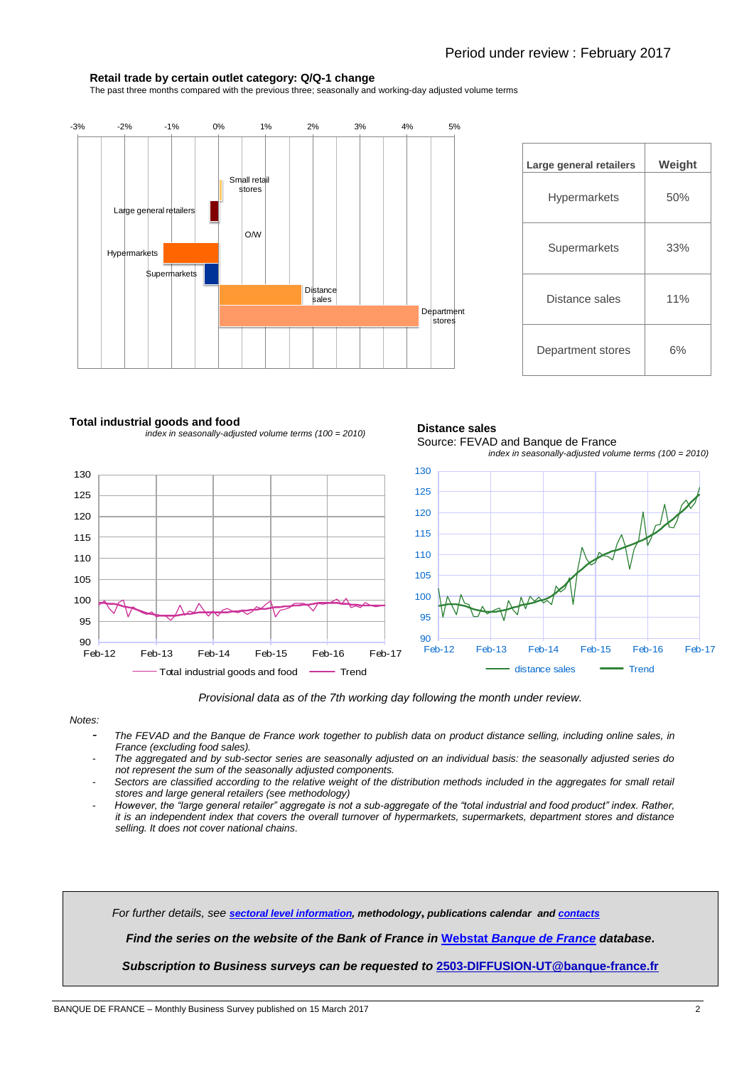Period under review : February 2017

**Retail trade by certain outlet category: Q/Q-1 change**

The past three months compared with the previous three; seasonally and working-day adjusted volume terms

-3% -2% -1% 0% 1% 2% 3% 4% 5%

Small retail stores

Large general retailers

O/W

Hypermarkets

Supermarkets

Distance sales

Department stores

| Large general retailers | Weight |
| --- | --- |
| Hypermarkets | 50% |
| Supermarkets | 33% |
| Distance sales | 11% |
| Department stores | 6% |

**Total industrial goods and food**

*index in seasonally-adjusted volume terms (100 = 2010)*

130 125 120 115 110 105 100 95 90

Feb-12 Feb-13 Feb-14 Feb-15 Feb-16 Feb-17

Total industrial goods and food — Trend

**Distance sales**

Source: FEVAD and Banque de France

*index in seasonally-adjusted volume terms (100 = 2010)*

130 125 120 115 110 105 100 95 90

Feb-12 Feb-13 Feb-14 Feb-15 Feb-16 Feb-17

distance sales — Trend

*Provisional data as of the 7th working day following the month under review.*

*Notes:*

- *The FEVAD and the Banque de France work together to publish data on product distance selling, including online sales, in France (excluding food sales).*
- *The aggregated and by sub-sector series are seasonally adjusted on an individual basis: the seasonally adjusted series do not represent the sum of the seasonally adjusted components.*
- *Sectors are classified according to the relative weight of the distribution methods included in the aggregates for small retail stores and large general retailers (see methodology)*
- *However, the "large general retailer" aggregate is not a sub-aggregate of the "total industrial and food product" index. Rather, it is an independent index that covers the overall turnover of hypermarkets, supermarkets, department stores and distance selling. It does not cover national chains.*

*For further details, see **sectoral level information**, **methodology**, **publications calendar** and **contacts***

***Find the series on the website of the Bank of France in Webstat Banque de France database.***

***Subscription to Business surveys can be requested to 2503-DIFFUSION-UT@banque-france.fr***

BANQUE DE FRANCE – Monthly Business Survey published on 15 March 2017